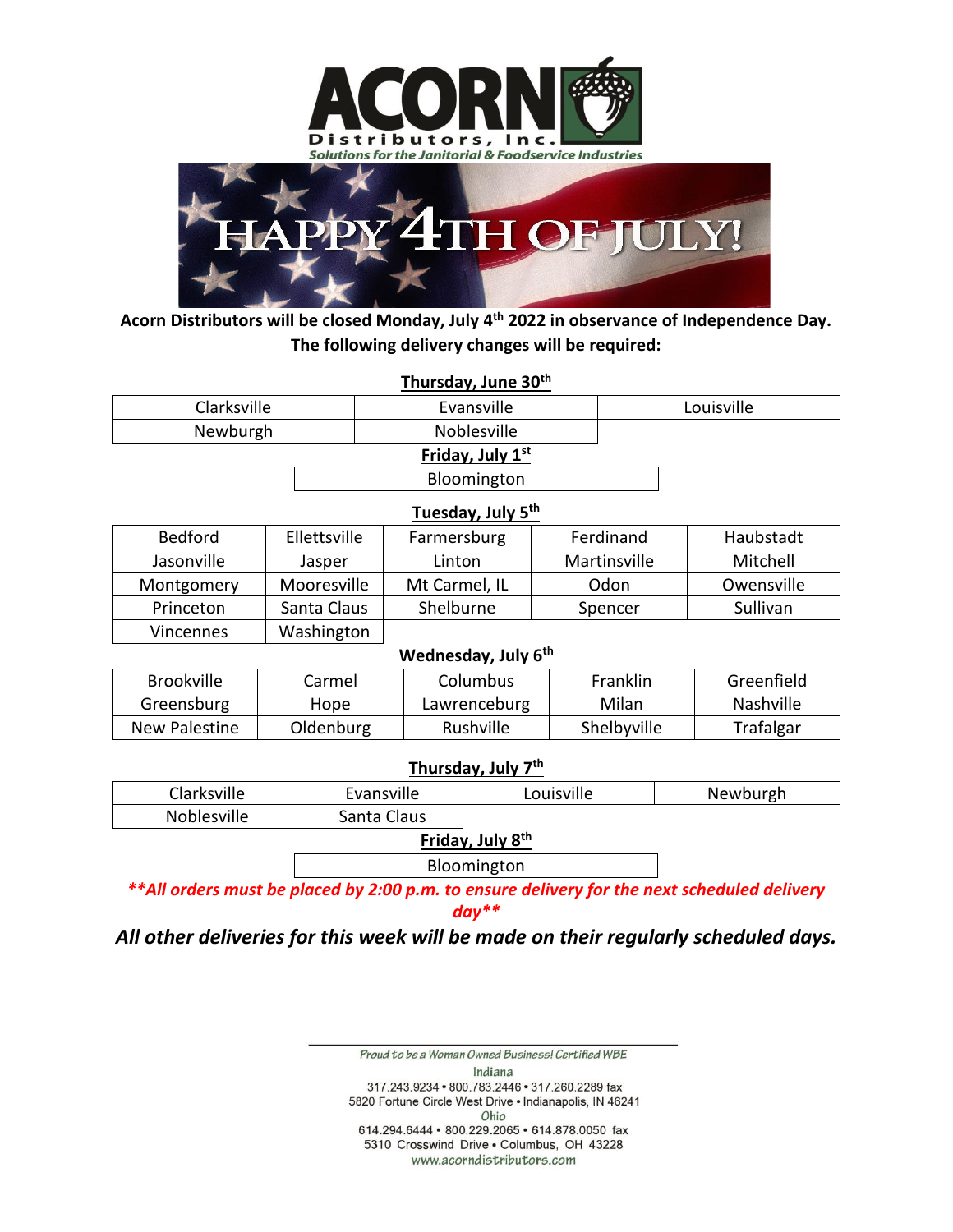# ACORN Distributors, Inc.

*Solutions for the Janitorial & Foodservice Industries*

# HAPPY 4TH OF JULY!

**Acorn Distributors will be closed Monday, July 4th 2022 in observance of Independence Day. The following delivery changes will be required:**

**Thursday, June 30th**

| | | |
|---|---|---|
| Clarksville | Evansville | Louisville |
| Newburgh | Noblesville | |

**Friday, July 1st**

| |
|---|
| Bloomington |

**Tuesday, July 5th**

| | | | | |
|---|---|---|---|---|
| Bedford | Ellettsville | Farmersburg | Ferdinand | Haubstadt |
| Jasonville | Jasper | Linton | Martinsville | Mitchell |
| Montgomery | Mooresville | Mt Carmel, IL | Odon | Owensville |
| Princeton | Santa Claus | Shelburne | Spencer | Sullivan |
| Vincennes | Washington | | | |

**Wednesday, July 6th**

| | | | | |
|---|---|---|---|---|
| Brookville | Carmel | Columbus | Franklin | Greenfield |
| Greensburg | Hope | Lawrenceburg | Milan | Nashville |
| New Palestine | Oldenburg | Rushville | Shelbyville | Trafalgar |

**Thursday, July 7th**

| | | | |
|---|---|---|---|
| Clarksville | Evansville | Louisville | Newburgh |
| Noblesville | Santa Claus | | |

**Friday, July 8th**

| |
|---|
| Bloomington |

***All orders must be placed by 2:00 p.m. to ensure delivery for the next scheduled delivery day***

***All other deliveries for this week will be made on their regularly scheduled days.***

*Proud to be a Woman Owned Business! Certified WBE*

Indiana
317.243.9234 • 800.783.2446 • 317.260.2289 fax
5820 Fortune Circle West Drive • Indianapolis, IN 46241

Ohio
614.294.6444 • 800.229.2065 • 614.878.0050 fax
5310 Crosswind Drive • Columbus, OH 43228

www.acorndistributors.com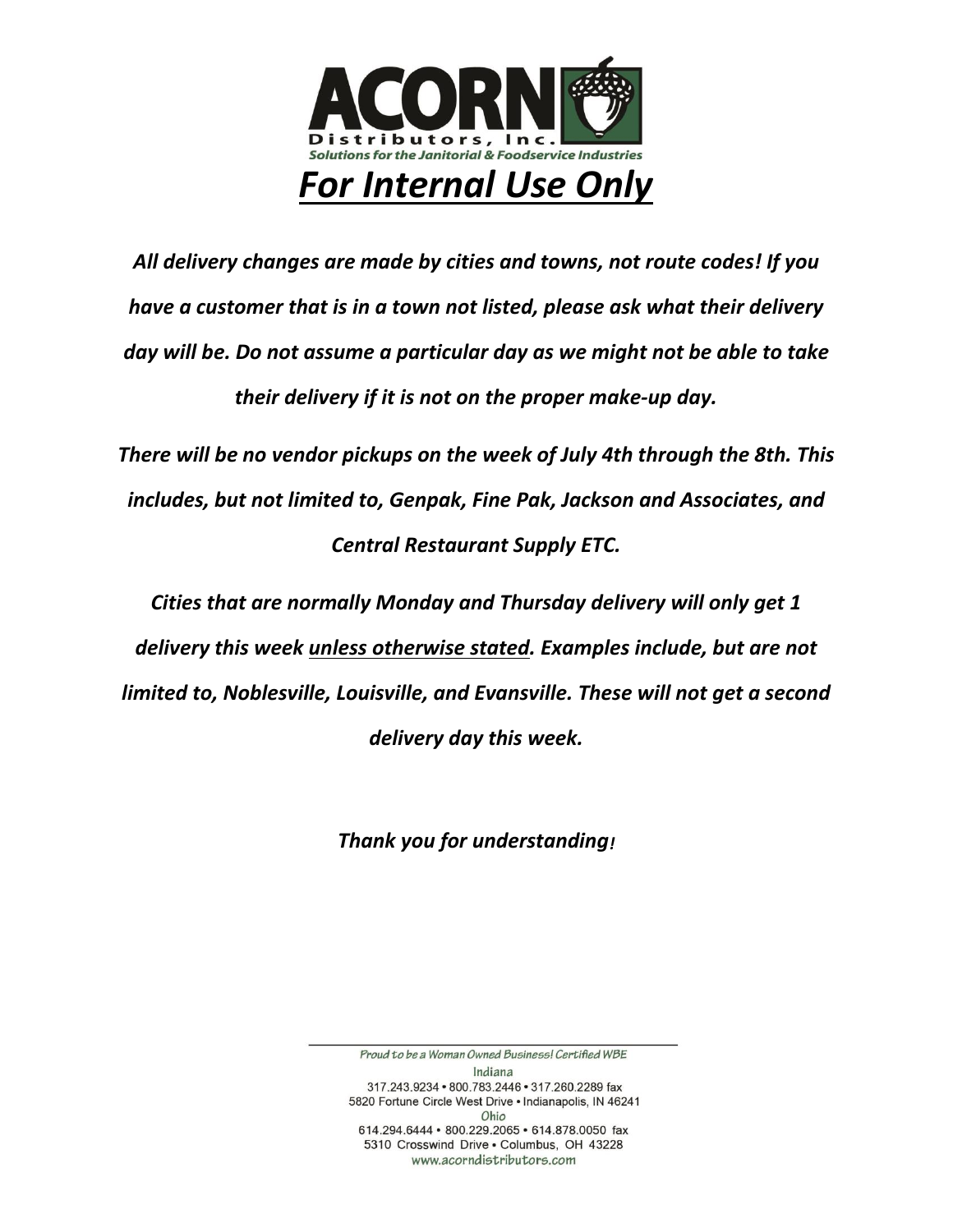ACORN Distributors, Inc.

Solutions for the Janitorial & Foodservice Industries

# ***For Internal Use Only***

***All delivery changes are made by cities and towns, not route codes! If you have a customer that is in a town not listed, please ask what their delivery day will be. Do not assume a particular day as we might not be able to take their delivery if it is not on the proper make-up day.***

***There will be no vendor pickups on the week of July 4th through the 8th. This includes, but not limited to, Genpak, Fine Pak, Jackson and Associates, and Central Restaurant Supply ETC.***

***Cities that are normally Monday and Thursday delivery will only get 1 delivery this week <u>unless otherwise stated</u>. Examples include, but are not limited to, Noblesville, Louisville, and Evansville. These will not get a second delivery day this week.***

***Thank you for understanding!***

*Proud to be a Woman Owned Business! Certified WBE*

Indiana
317.243.9234 • 800.783.2446 • 317.260.2289 fax
5820 Fortune Circle West Drive • Indianapolis, IN 46241

Ohio
614.294.6444 • 800.229.2065 • 614.878.0050 fax
5310 Crosswind Drive • Columbus, OH 43228

www.acorndistributors.com